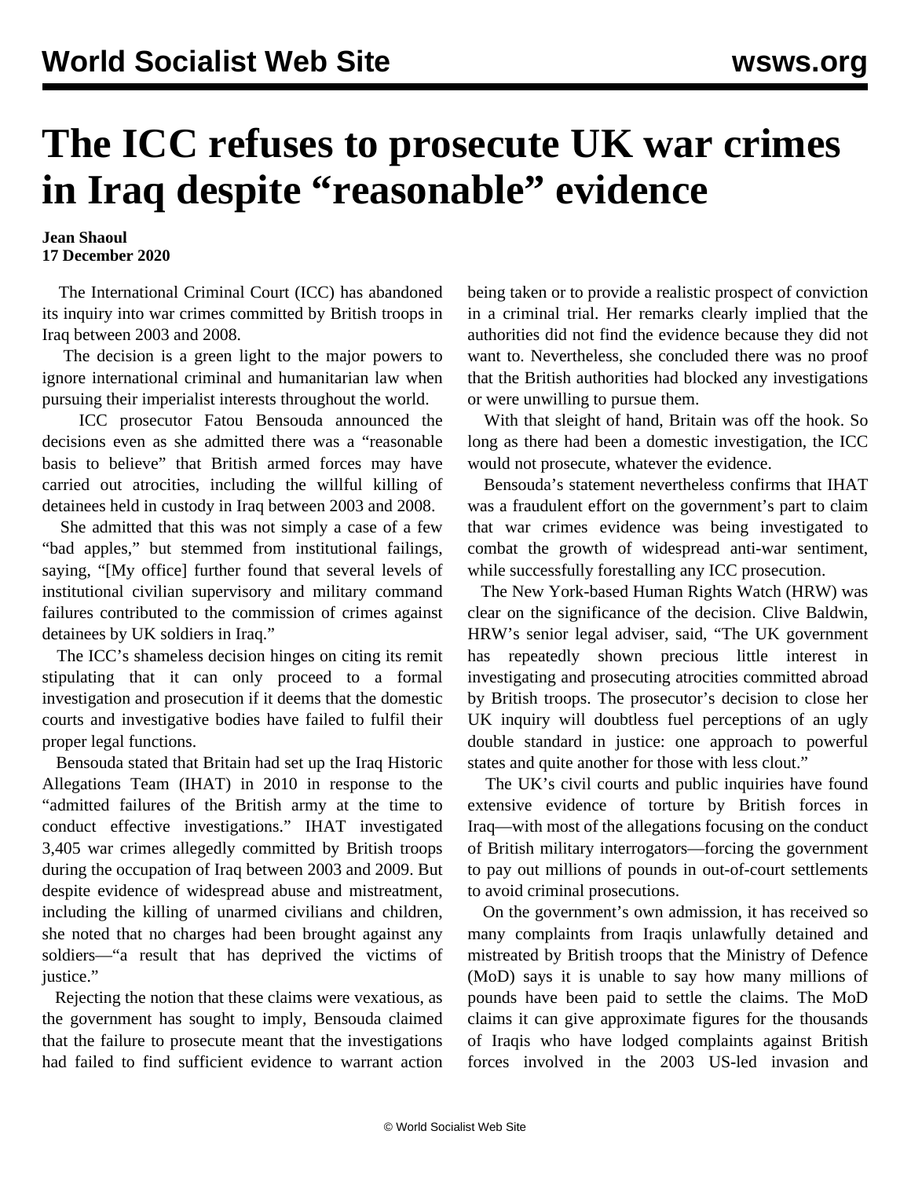# The ICC refuses to prosecute UK war crimes in Iraq despite "reasonable" evidence

**Jean Shaoul**
**17 December 2020**

The International Criminal Court (ICC) has abandoned its inquiry into war crimes committed by British troops in Iraq between 2003 and 2008.

The decision is a green light to the major powers to ignore international criminal and humanitarian law when pursuing their imperialist interests throughout the world.

ICC prosecutor Fatou Bensouda announced the decisions even as she admitted there was a "reasonable basis to believe" that British armed forces may have carried out atrocities, including the willful killing of detainees held in custody in Iraq between 2003 and 2008.

She admitted that this was not simply a case of a few "bad apples," but stemmed from institutional failings, saying, "[My office] further found that several levels of institutional civilian supervisory and military command failures contributed to the commission of crimes against detainees by UK soldiers in Iraq."

The ICC's shameless decision hinges on citing its remit stipulating that it can only proceed to a formal investigation and prosecution if it deems that the domestic courts and investigative bodies have failed to fulfil their proper legal functions.

Bensouda stated that Britain had set up the Iraq Historic Allegations Team (IHAT) in 2010 in response to the "admitted failures of the British army at the time to conduct effective investigations." IHAT investigated 3,405 war crimes allegedly committed by British troops during the occupation of Iraq between 2003 and 2009. But despite evidence of widespread abuse and mistreatment, including the killing of unarmed civilians and children, she noted that no charges had been brought against any soldiers—"a result that has deprived the victims of justice."

Rejecting the notion that these claims were vexatious, as the government has sought to imply, Bensouda claimed that the failure to prosecute meant that the investigations had failed to find sufficient evidence to warrant action being taken or to provide a realistic prospect of conviction in a criminal trial. Her remarks clearly implied that the authorities did not find the evidence because they did not want to. Nevertheless, she concluded there was no proof that the British authorities had blocked any investigations or were unwilling to pursue them.

With that sleight of hand, Britain was off the hook. So long as there had been a domestic investigation, the ICC would not prosecute, whatever the evidence.

Bensouda's statement nevertheless confirms that IHAT was a fraudulent effort on the government's part to claim that war crimes evidence was being investigated to combat the growth of widespread anti-war sentiment, while successfully forestalling any ICC prosecution.

The New York-based Human Rights Watch (HRW) was clear on the significance of the decision. Clive Baldwin, HRW's senior legal adviser, said, "The UK government has repeatedly shown precious little interest in investigating and prosecuting atrocities committed abroad by British troops. The prosecutor's decision to close her UK inquiry will doubtless fuel perceptions of an ugly double standard in justice: one approach to powerful states and quite another for those with less clout."

The UK's civil courts and public inquiries have found extensive evidence of torture by British forces in Iraq—with most of the allegations focusing on the conduct of British military interrogators—forcing the government to pay out millions of pounds in out-of-court settlements to avoid criminal prosecutions.

On the government's own admission, it has received so many complaints from Iraqis unlawfully detained and mistreated by British troops that the Ministry of Defence (MoD) says it is unable to say how many millions of pounds have been paid to settle the claims. The MoD claims it can give approximate figures for the thousands of Iraqis who have lodged complaints against British forces involved in the 2003 US-led invasion and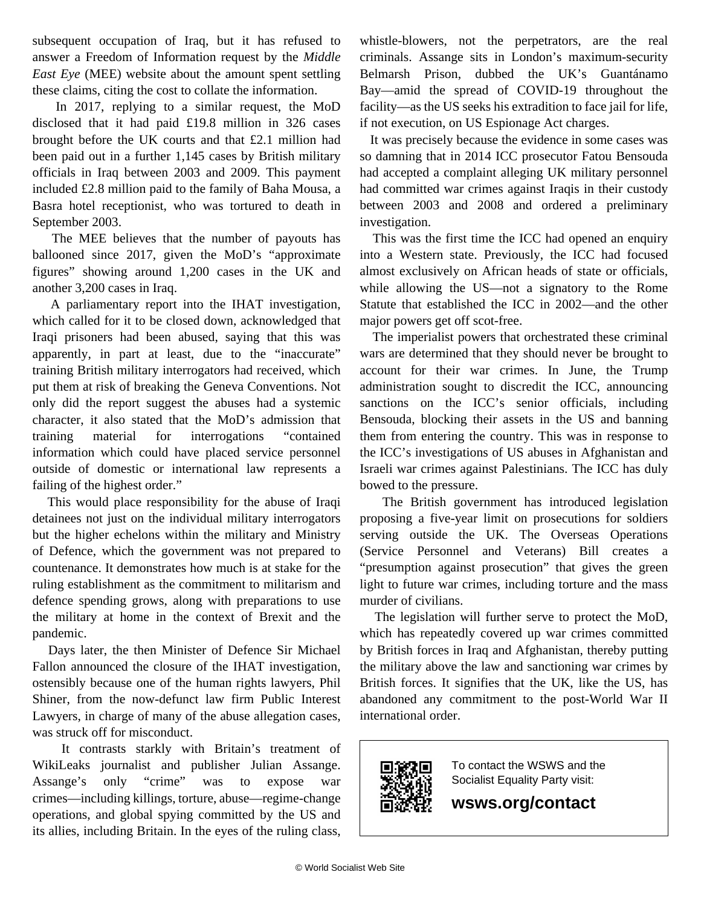subsequent occupation of Iraq, but it has refused to answer a Freedom of Information request by the *Middle East Eye* (MEE) website about the amount spent settling these claims, citing the cost to collate the information.

In 2017, replying to a similar request, the MoD disclosed that it had paid £19.8 million in 326 cases brought before the UK courts and that £2.1 million had been paid out in a further 1,145 cases by British military officials in Iraq between 2003 and 2009. This payment included £2.8 million paid to the family of Baha Mousa, a Basra hotel receptionist, who was tortured to death in September 2003.

The MEE believes that the number of payouts has ballooned since 2017, given the MoD's "approximate figures" showing around 1,200 cases in the UK and another 3,200 cases in Iraq.

A parliamentary report into the IHAT investigation, which called for it to be closed down, acknowledged that Iraqi prisoners had been abused, saying that this was apparently, in part at least, due to the "inaccurate" training British military interrogators had received, which put them at risk of breaking the Geneva Conventions. Not only did the report suggest the abuses had a systemic character, it also stated that the MoD's admission that training material for interrogations "contained information which could have placed service personnel outside of domestic or international law represents a failing of the highest order."

This would place responsibility for the abuse of Iraqi detainees not just on the individual military interrogators but the higher echelons within the military and Ministry of Defence, which the government was not prepared to countenance. It demonstrates how much is at stake for the ruling establishment as the commitment to militarism and defence spending grows, along with preparations to use the military at home in the context of Brexit and the pandemic.

Days later, the then Minister of Defence Sir Michael Fallon announced the closure of the IHAT investigation, ostensibly because one of the human rights lawyers, Phil Shiner, from the now-defunct law firm Public Interest Lawyers, in charge of many of the abuse allegation cases, was struck off for misconduct.

It contrasts starkly with Britain's treatment of WikiLeaks journalist and publisher Julian Assange. Assange's only "crime" was to expose war crimes—including killings, torture, abuse—regime-change operations, and global spying committed by the US and its allies, including Britain. In the eyes of the ruling class, whistle-blowers, not the perpetrators, are the real criminals. Assange sits in London's maximum-security Belmarsh Prison, dubbed the UK's Guantánamo Bay—amid the spread of COVID-19 throughout the facility—as the US seeks his extradition to face jail for life, if not execution, on US Espionage Act charges.

It was precisely because the evidence in some cases was so damning that in 2014 ICC prosecutor Fatou Bensouda had accepted a complaint alleging UK military personnel had committed war crimes against Iraqis in their custody between 2003 and 2008 and ordered a preliminary investigation.

This was the first time the ICC had opened an enquiry into a Western state. Previously, the ICC had focused almost exclusively on African heads of state or officials, while allowing the US—not a signatory to the Rome Statute that established the ICC in 2002—and the other major powers get off scot-free.

The imperialist powers that orchestrated these criminal wars are determined that they should never be brought to account for their war crimes. In June, the Trump administration sought to discredit the ICC, announcing sanctions on the ICC's senior officials, including Bensouda, blocking their assets in the US and banning them from entering the country. This was in response to the ICC's investigations of US abuses in Afghanistan and Israeli war crimes against Palestinians. The ICC has duly bowed to the pressure.

The British government has introduced legislation proposing a five-year limit on prosecutions for soldiers serving outside the UK. The Overseas Operations (Service Personnel and Veterans) Bill creates a "presumption against prosecution" that gives the green light to future war crimes, including torture and the mass murder of civilians.

The legislation will further serve to protect the MoD, which has repeatedly covered up war crimes committed by British forces in Iraq and Afghanistan, thereby putting the military above the law and sanctioning war crimes by British forces. It signifies that the UK, like the US, has abandoned any commitment to the post-World War II international order.

To contact the WSWS and the Socialist Equality Party visit:

**wsws.org/contact**